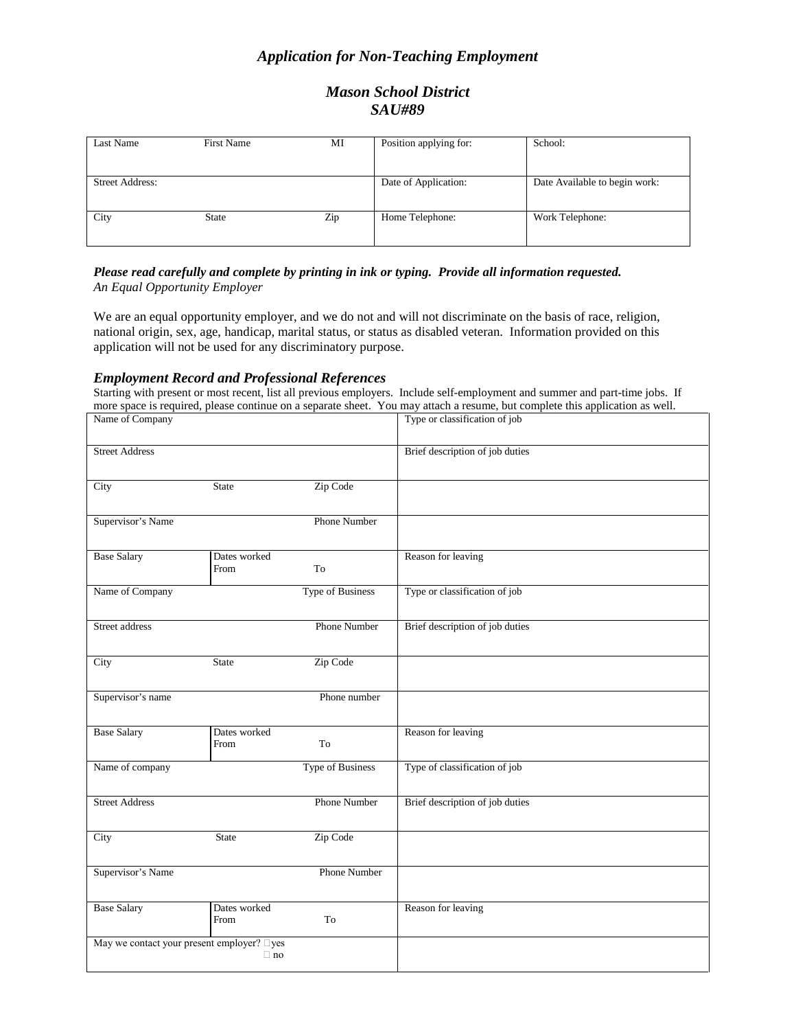# *Application for Non-Teaching Employment*

## *Mason School District*
## *SAU#89*

| Last Name | First Name | MI | Position applying for: | School: |
|---|---|---|---|---|
| Street Address: | | | Date of Application: | Date Available to begin work: |
| City | State | Zip | Home Telephone: | Work Telephone: |

***Please read carefully and complete by printing in ink or typing. Provide all information requested.***
*An Equal Opportunity Employer*

We are an equal opportunity employer, and we do not and will not discriminate on the basis of race, religion, national origin, sex, age, handicap, marital status, or status as disabled veteran. Information provided on this application will not be used for any discriminatory purpose.

### *Employment Record and Professional References*

Starting with present or most recent, list all previous employers. Include self-employment and summer and part-time jobs. If more space is required, please continue on a separate sheet. You may attach a resume, but complete this application as well.

| | | | |
|---|---|---|---|
| Name of Company | | | Type or classification of job |
| Street Address | | | Brief description of job duties |
| City | State | Zip Code | |
| Supervisor's Name | | Phone Number | |
| Base Salary | Dates worked From | To | Reason for leaving |
| Name of Company | | Type of Business | Type or classification of job |
| Street address | | Phone Number | Brief description of job duties |
| City | State | Zip Code | |
| Supervisor's name | | Phone number | |
| Base Salary | Dates worked From | To | Reason for leaving |
| Name of company | | Type of Business | Type of classification of job |
| Street Address | | Phone Number | Brief description of job duties |
| City | State | Zip Code | |
| Supervisor's Name | | Phone Number | |
| Base Salary | Dates worked From | To | Reason for leaving |
| May we contact your present employer? ☐ yes ☐ no | | | |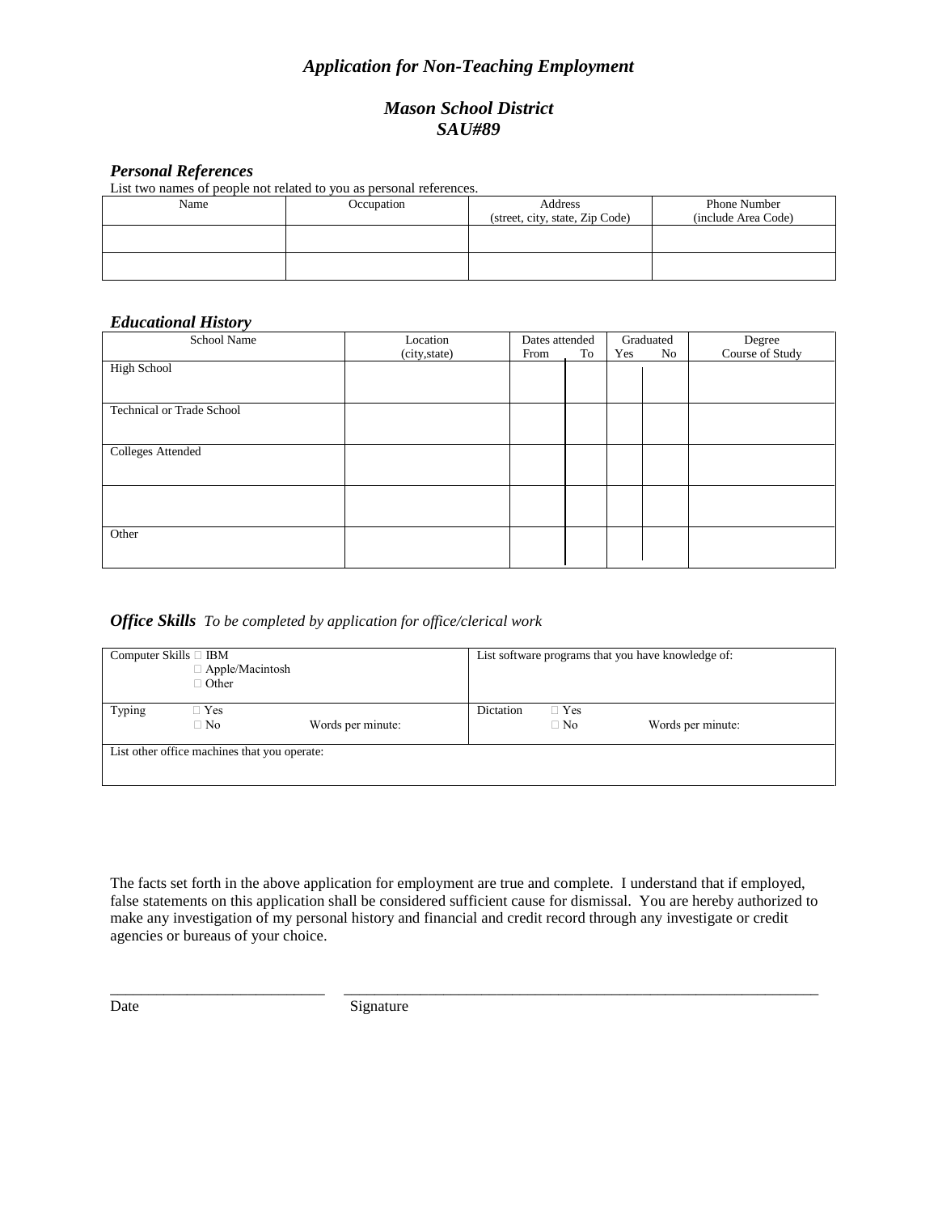## *Application for Non-Teaching Employment*

## *Mason School District*
## *SAU#89*

### *Personal References*

List two names of people not related to you as personal references.

| Name | Occupation | Address (street, city, state, Zip Code) | Phone Number (include Area Code) |
|---|---|---|---|
| | | | |
| | | | |

### *Educational History*

| School Name | Location (city,state) | Dates attended | | Graduated | | Degree Course of Study |
|---|---|---|---|---|---|---|
| | | From | To | Yes | No | |
| High School | | | | | | |
| Technical or Trade School | | | | | | |
| Colleges Attended | | | | | | |
| | | | | | | |
| Other | | | | | | |

### *Office Skills* *To be completed by application for office/clerical work*

| | |
|---|---|
| Computer Skills ☐ IBM<br>☐ Apple/Macintosh<br>☐ Other | List software programs that you have knowledge of: |
| Typing ☐ Yes<br>☐ No Words per minute: | Dictation ☐ Yes<br>☐ No Words per minute: |
| List other office machines that you operate: | |

The facts set forth in the above application for employment are true and complete. I understand that if employed, false statements on this application shall be considered sufficient cause for dismissal. You are hereby authorized to make any investigation of my personal history and financial and credit record through any investigate or credit agencies or bureaus of your choice.

___________________________ _____________________________________________________________

Date Signature